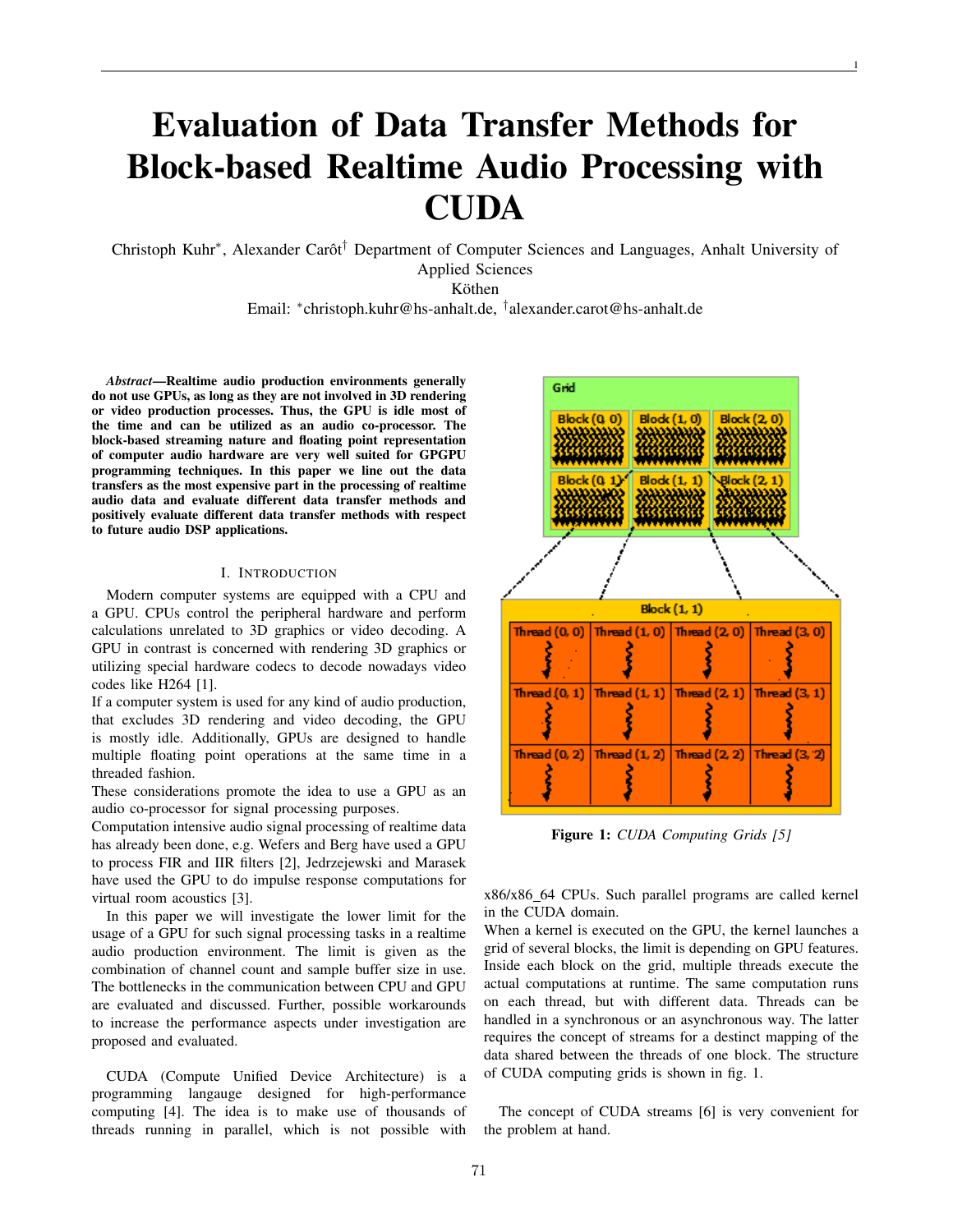# Evaluation of Data Transfer Methods for Block-based Realtime Audio Processing with CUDA

Christoph Kuhr*, Alexander Carôt† Department of Computer Sciences and Languages, Anhalt University of Applied Sciences
Köthen
Email: *christoph.kuhr@hs-anhalt.de, †alexander.carot@hs-anhalt.de

***Abstract*—Realtime audio production environments generally do not use GPUs, as long as they are not involved in 3D rendering or video production processes. Thus, the GPU is idle most of the time and can be utilized as an audio co-processor. The block-based streaming nature and floating point representation of computer audio hardware are very well suited for GPGPU programming techniques. In this paper we line out the data transfers as the most expensive part in the processing of realtime audio data and evaluate different data transfer methods and positively evaluate different data transfer methods with respect to future audio DSP applications.**

## I. Introduction

Modern computer systems are equipped with a CPU and a GPU. CPUs control the peripheral hardware and perform calculations unrelated to 3D graphics or video decoding. A GPU in contrast is concerned with rendering 3D graphics or utilizing special hardware codecs to decode nowadays video codes like H264 [1].
If a computer system is used for any kind of audio production, that excludes 3D rendering and video decoding, the GPU is mostly idle. Additionally, GPUs are designed to handle multiple floating point operations at the same time in a threaded fashion.
These considerations promote the idea to use a GPU as an audio co-processor for signal processing purposes.
Computation intensive audio signal processing of realtime data has already been done, e.g. Wefers and Berg have used a GPU to process FIR and IIR filters [2], Jedrzejewski and Marasek have used the GPU to do impulse response computations for virtual room acoustics [3].

In this paper we will investigate the lower limit for the usage of a GPU for such signal processing tasks in a realtime audio production environment. The limit is given as the combination of channel count and sample buffer size in use. The bottlenecks in the communication between CPU and GPU are evaluated and discussed. Further, possible workarounds to increase the performance aspects under investigation are proposed and evaluated.

CUDA (Compute Unified Device Architecture) is a programming langauge designed for high-performance computing [4]. The idea is to make use of thousands of threads running in parallel, which is not possible with x86/x86_64 CPUs. Such parallel programs are called kernel in the CUDA domain.
When a kernel is executed on the GPU, the kernel launches a grid of several blocks, the limit is depending on GPU features. Inside each block on the grid, multiple threads execute the actual computations at runtime. The same computation runs on each thread, but with different data. Threads can be handled in a synchronous or an asynchronous way. The latter requires the concept of streams for a destinct mapping of the data shared between the threads of one block. The structure of CUDA computing grids is shown in fig. 1.

Grid
Block (0, 0) Block (1, 0) Block (2, 0)
Block (0, 1) Block (1, 1) Block (2, 1)

Block (1, 1)
Thread (0, 0) Thread (1, 0) Thread (2, 0) Thread (3, 0)
Thread (0, 1) Thread (1, 1) Thread (2, 1) Thread (3, 1)
Thread (0, 2) Thread (1, 2) Thread (2, 2) Thread (3, 2)

**Figure 1:** *CUDA Computing Grids [5]*

The concept of CUDA streams [6] is very convenient for the problem at hand.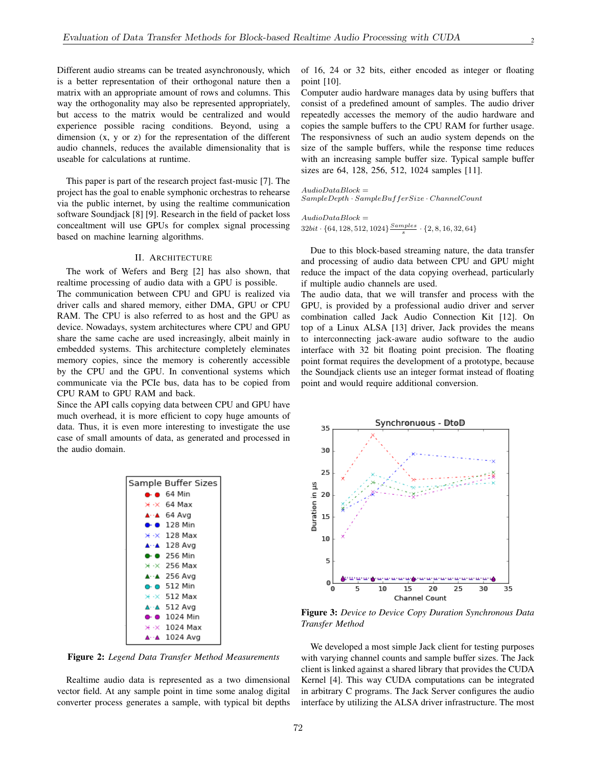Different audio streams can be treated asynchronously, which is a better representation of their orthogonal nature then a matrix with an appropriate amount of rows and columns. This way the orthogonality may also be represented appropriately, but access to the matrix would be centralized and would experience possible racing conditions. Beyond, using a dimension (x, y or z) for the representation of the different audio channels, reduces the available dimensionality that is useable for calculations at runtime.

This paper is part of the research project fast-music [7]. The project has the goal to enable symphonic orchestras to rehearse via the public internet, by using the realtime communication software Soundjack [8] [9]. Research in the field of packet loss concealtment will use GPUs for complex signal processing based on machine learning algorithms.

## II. Architecture

The work of Wefers and Berg [2] has also shown, that realtime processing of audio data with a GPU is possible.
The communication between CPU and GPU is realized via driver calls and shared memory, either DMA, GPU or CPU RAM. The CPU is also referred to as host and the GPU as device. Nowadays, system architectures where CPU and GPU share the same cache are used increasingly, albeit mainly in embedded systems. This architecture completely eleminates memory copies, since the memory is coherently accessible by the CPU and the GPU. In conventional systems which communicate via the PCIe bus, data has to be copied from CPU RAM to GPU RAM and back.
Since the API calls copying data between CPU and GPU have much overhead, it is more efficient to copy huge amounts of data. Thus, it is even more interesting to investigate the use case of small amounts of data, as generated and processed in the audio domain.

Sample Buffer Sizes
64 Min
64 Max
64 Avg
128 Min
128 Max
128 Avg
256 Min
256 Max
256 Avg
512 Min
512 Max
512 Avg
1024 Min
1024 Max
1024 Avg

**Figure 2:** *Legend Data Transfer Method Measurements*

Realtime audio data is represented as a two dimensional vector field. At any sample point in time some analog digital converter process generates a sample, with typical bit depths of 16, 24 or 32 bits, either encoded as integer or floating point [10].
Computer audio hardware manages data by using buffers that consist of a predefined amount of samples. The audio driver repeatedly accesses the memory of the audio hardware and copies the sample buffers to the CPU RAM for further usage. The responsivness of such an audio system depends on the size of the sample buffers, while the response time reduces with an increasing sample buffer size. Typical sample buffer sizes are 64, 128, 256, 512, 1024 samples [11].

$$AudioDataBlock = SampleDepth \cdot SampleBufferSize \cdot ChannelCount$$

$$AudioDataBlock = 32bit \cdot \{64, 128, 512, 1024\}\frac{Samples}{s} \cdot \{2, 8, 16, 32, 64\}$$

Due to this block-based streaming nature, the data transfer and processing of audio data between CPU and GPU might reduce the impact of the data copying overhead, particularly if multiple audio channels are used.
The audio data, that we will transfer and process with the GPU, is provided by a professional audio driver and server combination called Jack Audio Connection Kit [12]. On top of a Linux ALSA [13] driver, Jack provides the means to interconnecting jack-aware audio software to the audio interface with 32 bit floating point precision. The floating point format requires the development of a prototype, because the Soundjack clients use an integer format instead of floating point and would require additional conversion.

Synchronous - DtoD
Duration in µs
0
5
10
15
20
25
30
35
Channel Count
0
5
10
15
20
25
30
35

**Figure 3:** *Device to Device Copy Duration Synchronous Data Transfer Method*

We developed a most simple Jack client for testing purposes with varying channel counts and sample buffer sizes. The Jack client is linked against a shared library that provides the CUDA Kernel [4]. This way CUDA computations can be integrated in arbitrary C programs. The Jack Server configures the audio interface by utilizing the ALSA driver infrastructure. The most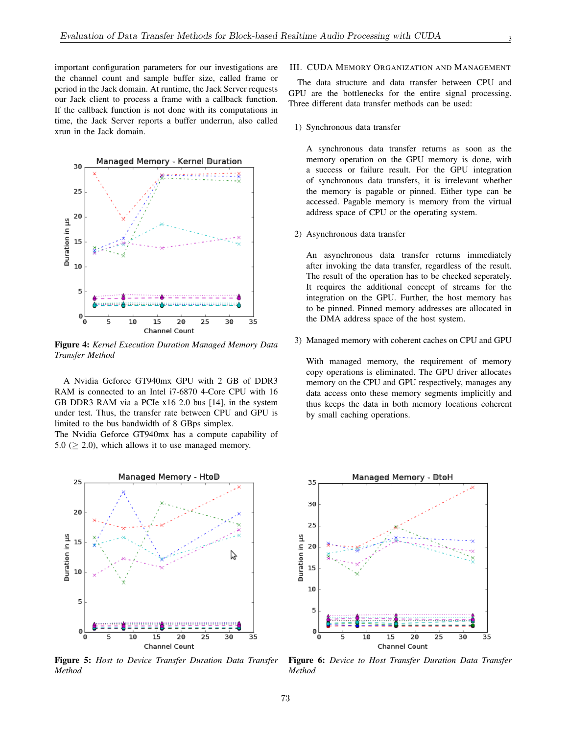important configuration parameters for our investigations are the channel count and sample buffer size, called frame or period in the Jack domain. At runtime, the Jack Server requests our Jack client to process a frame with a callback function. If the callback function is not done with its computations in time, the Jack Server reports a buffer underrun, also called xrun in the Jack domain.

Managed Memory - Kernel Duration

Duration in µs

Channel Count

0
5
10
15
20
25
30

0
5
10
15
20
25
30
35

**Figure 4:** *Kernel Execution Duration Managed Memory Data Transfer Method*

A Nvidia Geforce GT940mx GPU with 2 GB of DDR3 RAM is connected to an Intel i7-6870 4-Core CPU with 16 GB DDR3 RAM via a PCIe x16 2.0 bus [14], in the system under test. Thus, the transfer rate between CPU and GPU is limited to the bus bandwidth of 8 GBps simplex.
The Nvidia Geforce GT940mx has a compute capability of 5.0 ($\geq$ 2.0), which allows it to use managed memory.

## III. CUDA Memory Organization and Management

The data structure and data transfer between CPU and GPU are the bottlenecks for the entire signal processing. Three different data transfer methods can be used:

1) Synchronous data transfer

   A synchronous data transfer returns as soon as the memory operation on the GPU memory is done, with a success or failure result. For the GPU integration of synchronous data transfers, it is irrelevant whether the memory is pagable or pinned. Either type can be accessed. Pagable memory is memory from the virtual address space of CPU or the operating system.

2) Asynchronous data transfer

   An asynchronous data transfer returns immediately after invoking the data transfer, regardless of the result. The result of the operation has to be checked seperately. It requires the additional concept of streams for the integration on the GPU. Further, the host memory has to be pinned. Pinned memory addresses are allocated in the DMA address space of the host system.

3) Managed memory with coherent caches on CPU and GPU

   With managed memory, the requirement of memory copy operations is eliminated. The GPU driver allocates memory on the CPU and GPU respectively, manages any data access onto these memory segments implicitly and thus keeps the data in both memory locations coherent by small caching operations.

Managed Memory - HtoD

Duration in µs

Channel Count

0
5
10
15
20
25

0
5
10
15
20
25
30
35

**Figure 5:** *Host to Device Transfer Duration Data Transfer Method*

Managed Memory - DtoH

Duration in µs

Channel Count

0
5
10
15
20
25
30
35

0
5
10
15
20
25
30
35

**Figure 6:** *Device to Host Transfer Duration Data Transfer Method*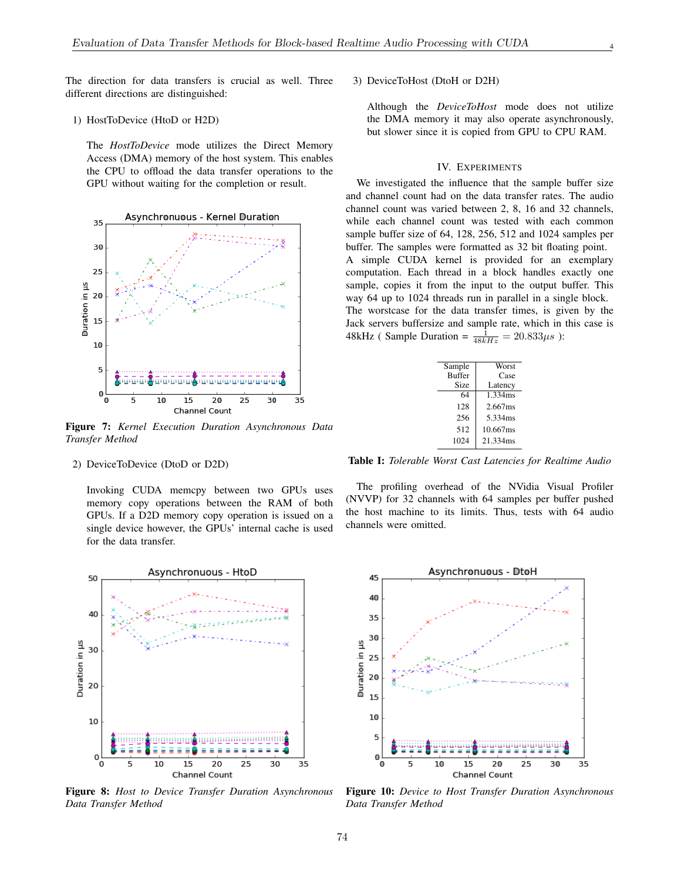The direction for data transfers is crucial as well. Three different directions are distinguished:

1) HostToDevice (HtoD or H2D)

   The *HostToDevice* mode utilizes the Direct Memory Access (DMA) memory of the host system. This enables the CPU to offload the data transfer operations to the GPU without waiting for the completion or result.

Asynchronous - Kernel Duration

Duration in µs

35
30
25
20
15
10
5
0

0 5 10 15 20 25 30 35

Channel Count

**Figure 7:** *Kernel Execution Duration Asynchronous Data Transfer Method*

2) DeviceToDevice (DtoD or D2D)

   Invoking CUDA memcpy between two GPUs uses memory copy operations between the RAM of both GPUs. If a D2D memory copy operation is issued on a single device however, the GPUs' internal cache is used for the data transfer.

3) DeviceToHost (DtoH or D2H)

   Although the *DeviceToHost* mode does not utilize the DMA memory it may also operate asynchronously, but slower since it is copied from GPU to CPU RAM.

## IV. Experiments

We investigated the influence that the sample buffer size and channel count had on the data transfer rates. The audio channel count was varied between 2, 8, 16 and 32 channels, while each channel count was tested with each common sample buffer size of 64, 128, 256, 512 and 1024 samples per buffer. The samples were formatted as 32 bit floating point. A simple CUDA kernel is provided for an exemplary computation. Each thread in a block handles exactly one sample, copies it from the input to the output buffer. This way 64 up to 1024 threads run in parallel in a single block. The worstcase for the data transfer times, is given by the Jack servers buffersize and sample rate, which in this case is 48kHz ( Sample Duration = $\frac{1}{48kHz} = 20.833\mu s$ ):

| Sample Buffer Size | Worst Case Latency |
|---|---|
| 64 | 1.334ms |
| 128 | 2.667ms |
| 256 | 5.334ms |
| 512 | 10.667ms |
| 1024 | 21.334ms |

**Table I:** *Tolerable Worst Cast Latencies for Realtime Audio*

The profiling overhead of the NVidia Visual Profiler (NVVP) for 32 channels with 64 samples per buffer pushed the host machine to its limits. Thus, tests with 64 audio channels were omitted.

Asynchronous - HtoD

Duration in µs

50
40
30
20
10
0

0 5 10 15 20 25 30 35

Channel Count

**Figure 8:** *Host to Device Transfer Duration Asynchronous Data Transfer Method*

Asynchronous - DtoH

Duration in µs

45
40
35
30
25
20
15
10
5
0

0 5 10 15 20 25 30 35

Channel Count

**Figure 10:** *Device to Host Transfer Duration Asynchronous Data Transfer Method*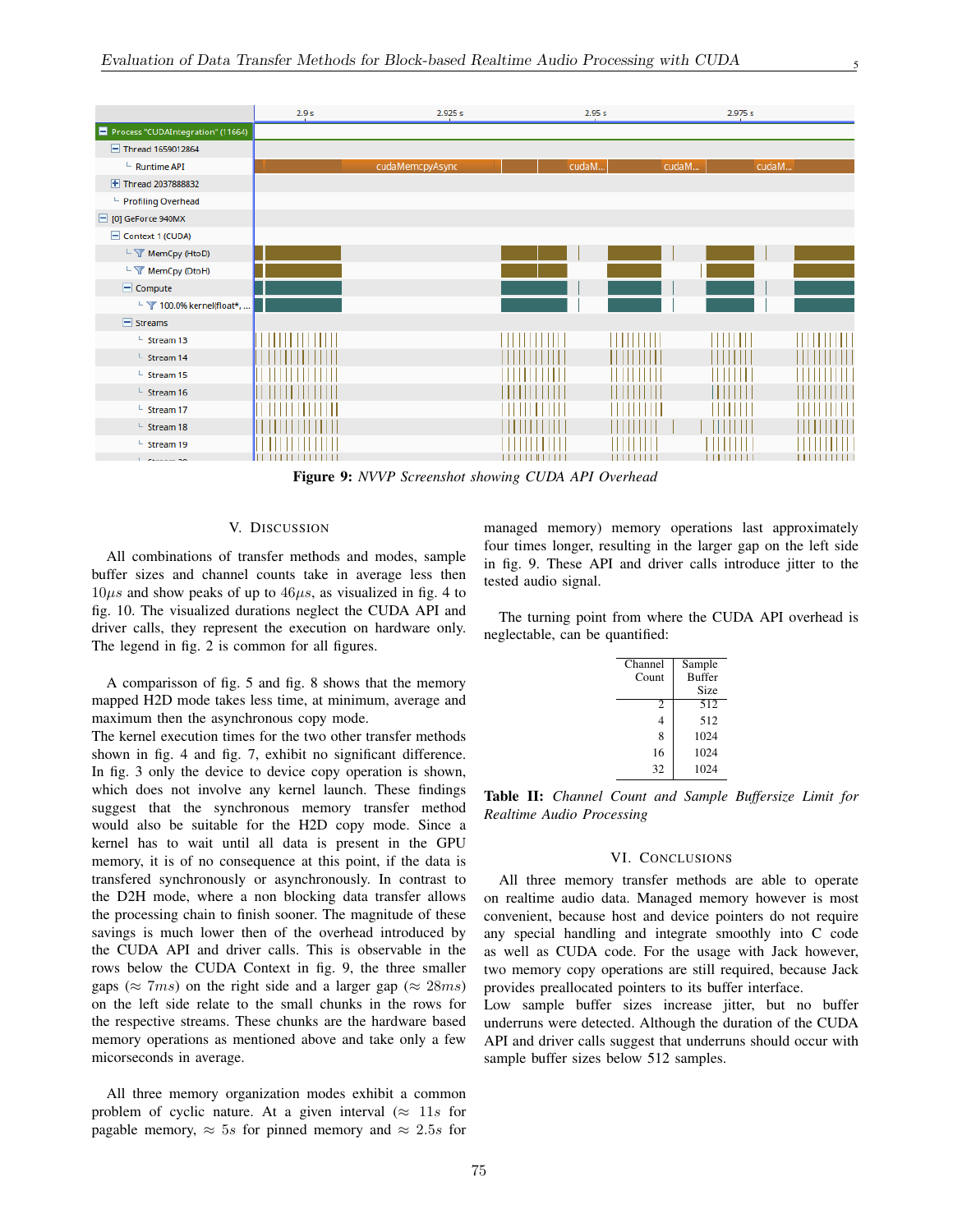2.9 s
2.925 s
2.95 s
2.975 s

Process "CUDAIntegration" (11664)
Thread 1659012864
Runtime API
cudaMemcpyAsync
cudaM...
cudaM...
cudaM...
Thread 2037888832
Profiling Overhead
[0] GeForce 940MX
Context 1 (CUDA)
MemCpy (HtoD)
MemCpy (DtoH)
Compute
100.0% kernel(float*, ...
Streams
Stream 13
Stream 14
Stream 15
Stream 16
Stream 17
Stream 18
Stream 19

**Figure 9:** *NVVP Screenshot showing CUDA API Overhead*

## V. Discussion

All combinations of transfer methods and modes, sample buffer sizes and channel counts take in average less then $10\mu s$ and show peaks of up to $46\mu s$, as visualized in fig. 4 to fig. 10. The visualized durations neglect the CUDA API and driver calls, they represent the execution on hardware only. The legend in fig. 2 is common for all figures.

A comparisson of fig. 5 and fig. 8 shows that the memory mapped H2D mode takes less time, at minimum, average and maximum then the asynchronous copy mode.
The kernel execution times for the two other transfer methods shown in fig. 4 and fig. 7, exhibit no significant difference. In fig. 3 only the device to device copy operation is shown, which does not involve any kernel launch. These findings suggest that the synchronous memory transfer method would also be suitable for the H2D copy mode. Since a kernel has to wait until all data is present in the GPU memory, it is of no consequence at this point, if the data is transfered synchronously or asynchronously. In contrast to the D2H mode, where a non blocking data transfer allows the processing chain to finish sooner. The magnitude of these savings is much lower then of the overhead introduced by the CUDA API and driver calls. This is observable in the rows below the CUDA Context in fig. 9, the three smaller gaps ($\approx 7ms$) on the right side and a larger gap ($\approx 28ms$) on the left side relate to the small chunks in the rows for the respective streams. These chunks are the hardware based memory operations as mentioned above and take only a few micorseconds in average.

All three memory organization modes exhibit a common problem of cyclic nature. At a given interval ($\approx 11s$ for pagable memory, $\approx 5s$ for pinned memory and $\approx 2.5s$ for managed memory) memory operations last approximately four times longer, resulting in the larger gap on the left side in fig. 9. These API and driver calls introduce jitter to the tested audio signal.

The turning point from where the CUDA API overhead is neglectable, can be quantified:

| Channel Count | Sample Buffer Size |
|---|---|
| 2 | 512 |
| 4 | 512 |
| 8 | 1024 |
| 16 | 1024 |
| 32 | 1024 |

**Table II:** *Channel Count and Sample Buffersize Limit for Realtime Audio Processing*

## VI. Conclusions

All three memory transfer methods are able to operate on realtime audio data. Managed memory however is most convenient, because host and device pointers do not require any special handling and integrate smoothly into C code as well as CUDA code. For the usage with Jack however, two memory copy operations are still required, because Jack provides preallocated pointers to its buffer interface.
Low sample buffer sizes increase jitter, but no buffer underruns were detected. Although the duration of the CUDA API and driver calls suggest that underruns should occur with sample buffer sizes below 512 samples.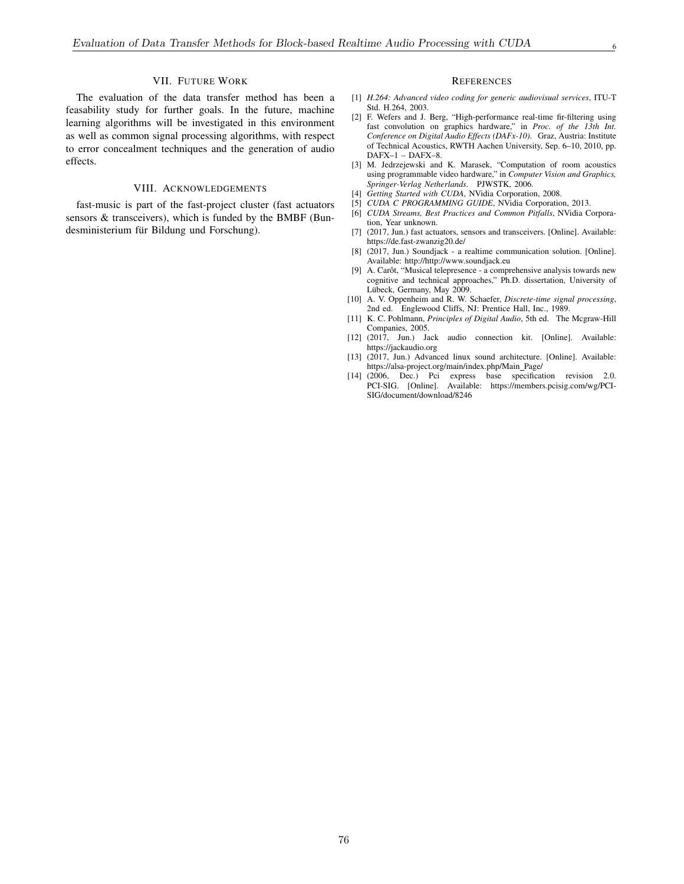## VII. Future Work

The evaluation of the data transfer method has been a feasability study for further goals. In the future, machine learning algorithms will be investigated in this environment as well as common signal processing algorithms, with respect to error concealment techniques and the generation of audio effects.

## VIII. Acknowledgements

fast-music is part of the fast-project cluster (fast actuators sensors & transceivers), which is funded by the BMBF (Bundesministerium für Bildung und Forschung).

## References

[1] *H.264: Advanced video coding for generic audiovisual services*, ITU-T Std. H.264, 2003.

[2] F. Wefers and J. Berg, "High-performance real-time fir-filtering using fast convolution on graphics hardware," in *Proc. of the 13th Int. Conference on Digital Audio Effects (DAFx-10)*. Graz, Austria: Institute of Technical Acoustics, RWTH Aachen University, Sep. 6–10, 2010, pp. DAFX–1 – DAFX–8.

[3] M. Jedrzejewski and K. Marasek, "Computation of room acoustics using programmable video hardware," in *Computer Vision and Graphics, Springer-Verlag Netherlands*. PJWSTK, 2006.

[4] *Getting Started with CUDA*, NVidia Corporation, 2008.

[5] *CUDA C PROGRAMMING GUIDE*, NVidia Corporation, 2013.

[6] *CUDA Streams, Best Practices and Common Pitfalls*, NVidia Corporation, Year unknown.

[7] (2017, Jun.) fast actuators, sensors and transceivers. [Online]. Available: https://de.fast-zwanzig20.de/

[8] (2017, Jun.) Soundjack - a realtime communication solution. [Online]. Available: http://http://www.soundjack.eu

[9] A. Carôt, "Musical telepresence - a comprehensive analysis towards new cognitive and technical approaches," Ph.D. dissertation, University of Lübeck, Germany, May 2009.

[10] A. V. Oppenheim and R. W. Schaefer, *Discrete-time signal processing*, 2nd ed. Englewood Cliffs, NJ: Prentice Hall, Inc., 1989.

[11] K. C. Pohlmann, *Principles of Digital Audio*, 5th ed. The Mcgraw-Hill Companies, 2005.

[12] (2017, Jun.) Jack audio connection kit. [Online]. Available: https://jackaudio.org

[13] (2017, Jun.) Advanced linux sound architecture. [Online]. Available: https://alsa-project.org/main/index.php/Main_Page/

[14] (2006, Dec.) Pci express base specification revision 2.0. PCI-SIG. [Online]. Available: https://members.pcisig.com/wg/PCI-SIG/document/download/8246